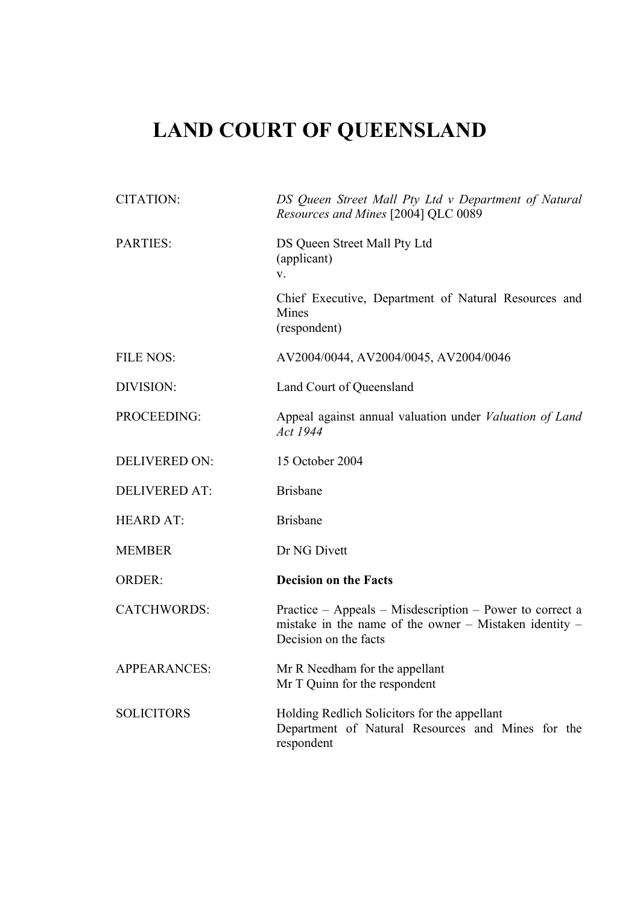# LAND COURT OF QUEENSLAND

| | |
|---|---|
| CITATION: | *DS Queen Street Mall Pty Ltd v Department of Natural Resources and Mines* [2004] QLC 0089 |
| PARTIES: | DS Queen Street Mall Pty Ltd<br>(applicant)<br>v.<br>Chief Executive, Department of Natural Resources and Mines<br>(respondent) |
| FILE NOS: | AV2004/0044, AV2004/0045, AV2004/0046 |
| DIVISION: | Land Court of Queensland |
| PROCEEDING: | Appeal against annual valuation under *Valuation of Land Act 1944* |
| DELIVERED ON: | 15 October 2004 |
| DELIVERED AT: | Brisbane |
| HEARD AT: | Brisbane |
| MEMBER | Dr NG Divett |
| ORDER: | **Decision on the Facts** |
| CATCHWORDS: | Practice – Appeals – Misdescription – Power to correct a mistake in the name of the owner – Mistaken identity – Decision on the facts |
| APPEARANCES: | Mr R Needham for the appellant<br>Mr T Quinn for the respondent |
| SOLICITORS | Holding Redlich Solicitors for the appellant<br>Department of Natural Resources and Mines for the respondent |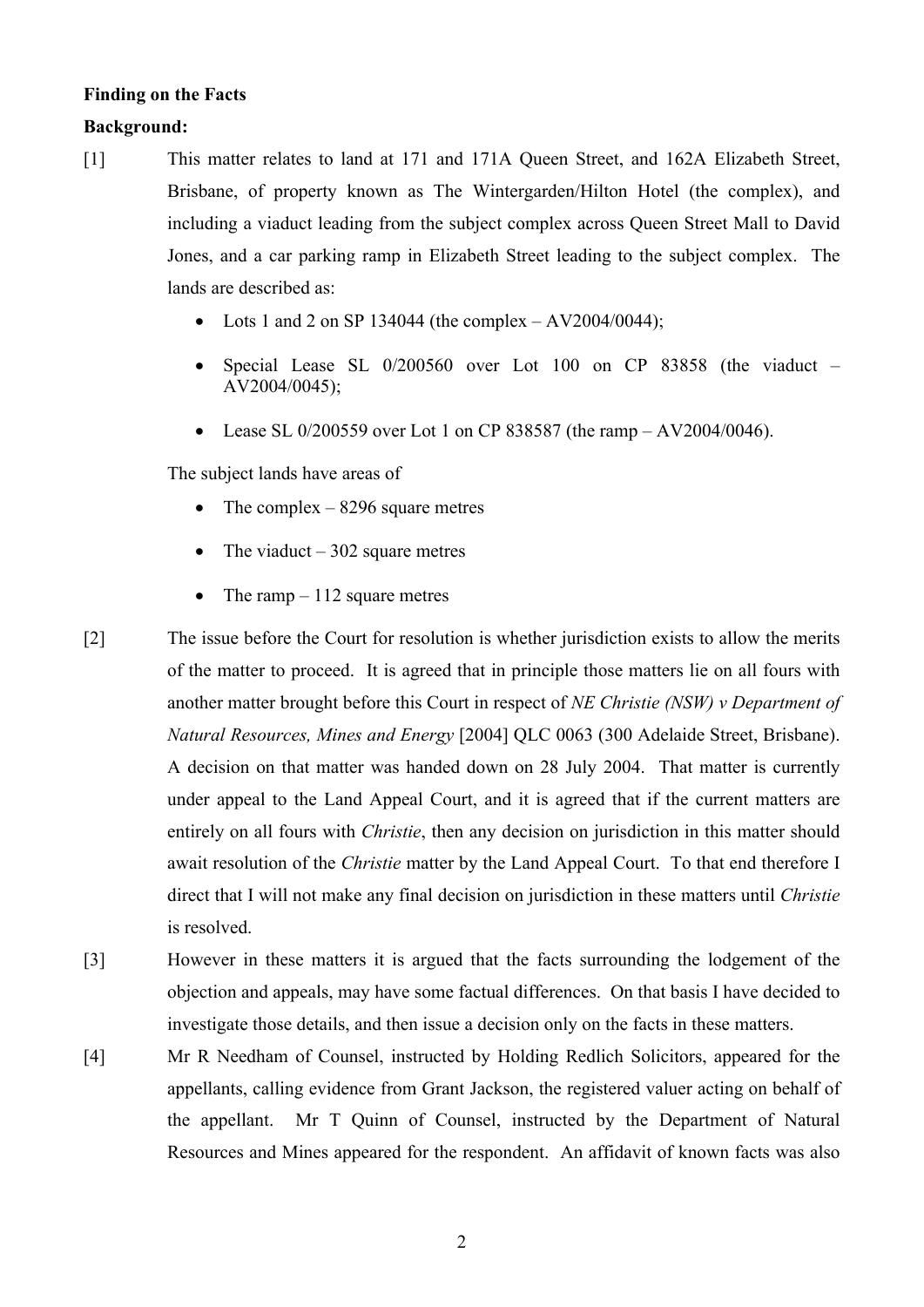**Finding on the Facts**

**Background:**

[1] This matter relates to land at 171 and 171A Queen Street, and 162A Elizabeth Street, Brisbane, of property known as The Wintergarden/Hilton Hotel (the complex), and including a viaduct leading from the subject complex across Queen Street Mall to David Jones, and a car parking ramp in Elizabeth Street leading to the subject complex. The lands are described as:

- Lots 1 and 2 on SP 134044 (the complex – AV2004/0044);
- Special Lease SL 0/200560 over Lot 100 on CP 83858 (the viaduct – AV2004/0045);
- Lease SL 0/200559 over Lot 1 on CP 838587 (the ramp – AV2004/0046).

The subject lands have areas of

- The complex – 8296 square metres
- The viaduct – 302 square metres
- The ramp – 112 square metres

[2] The issue before the Court for resolution is whether jurisdiction exists to allow the merits of the matter to proceed. It is agreed that in principle those matters lie on all fours with another matter brought before this Court in respect of *NE Christie (NSW) v Department of Natural Resources, Mines and Energy* [2004] QLC 0063 (300 Adelaide Street, Brisbane). A decision on that matter was handed down on 28 July 2004. That matter is currently under appeal to the Land Appeal Court, and it is agreed that if the current matters are entirely on all fours with *Christie*, then any decision on jurisdiction in this matter should await resolution of the *Christie* matter by the Land Appeal Court. To that end therefore I direct that I will not make any final decision on jurisdiction in these matters until *Christie* is resolved.

[3] However in these matters it is argued that the facts surrounding the lodgement of the objection and appeals, may have some factual differences. On that basis I have decided to investigate those details, and then issue a decision only on the facts in these matters.

[4] Mr R Needham of Counsel, instructed by Holding Redlich Solicitors, appeared for the appellants, calling evidence from Grant Jackson, the registered valuer acting on behalf of the appellant. Mr T Quinn of Counsel, instructed by the Department of Natural Resources and Mines appeared for the respondent. An affidavit of known facts was also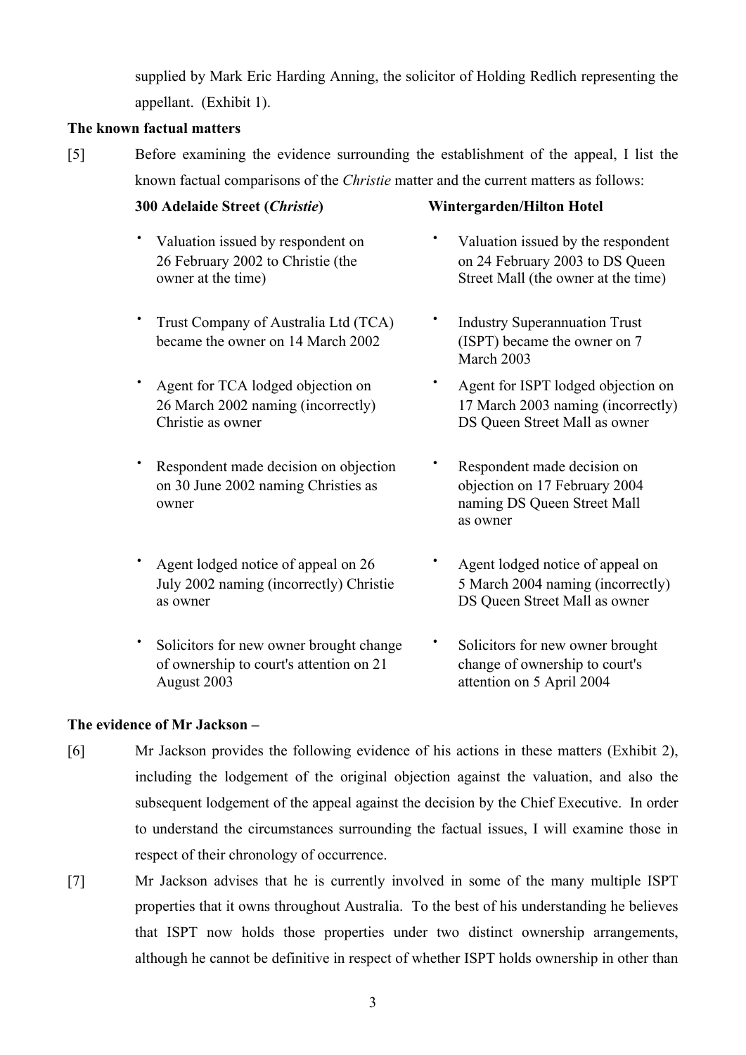supplied by Mark Eric Harding Anning, the solicitor of Holding Redlich representing the appellant. (Exhibit 1).

**The known factual matters**

[5] Before examining the evidence surrounding the establishment of the appeal, I list the known factual comparisons of the *Christie* matter and the current matters as follows:

| 300 Adelaide Street (*Christie*) | Wintergarden/Hilton Hotel |
|---|---|
| • Valuation issued by respondent on 26 February 2002 to Christie (the owner at the time) | • Valuation issued by the respondent on 24 February 2003 to DS Queen Street Mall (the owner at the time) |
| • Trust Company of Australia Ltd (TCA) became the owner on 14 March 2002 | • Industry Superannuation Trust (ISPT) became the owner on 7 March 2003 |
| • Agent for TCA lodged objection on 26 March 2002 naming (incorrectly) Christie as owner | • Agent for ISPT lodged objection on 17 March 2003 naming (incorrectly) DS Queen Street Mall as owner |
| • Respondent made decision on objection on 30 June 2002 naming Christies as owner | • Respondent made decision on objection on 17 February 2004 naming DS Queen Street Mall as owner |
| • Agent lodged notice of appeal on 26 July 2002 naming (incorrectly) Christie as owner | • Agent lodged notice of appeal on 5 March 2004 naming (incorrectly) DS Queen Street Mall as owner |
| • Solicitors for new owner brought change of ownership to court's attention on 21 August 2003 | • Solicitors for new owner brought change of ownership to court's attention on 5 April 2004 |

**The evidence of Mr Jackson –**

[6] Mr Jackson provides the following evidence of his actions in these matters (Exhibit 2), including the lodgement of the original objection against the valuation, and also the subsequent lodgement of the appeal against the decision by the Chief Executive. In order to understand the circumstances surrounding the factual issues, I will examine those in respect of their chronology of occurrence.

[7] Mr Jackson advises that he is currently involved in some of the many multiple ISPT properties that it owns throughout Australia. To the best of his understanding he believes that ISPT now holds those properties under two distinct ownership arrangements, although he cannot be definitive in respect of whether ISPT holds ownership in other than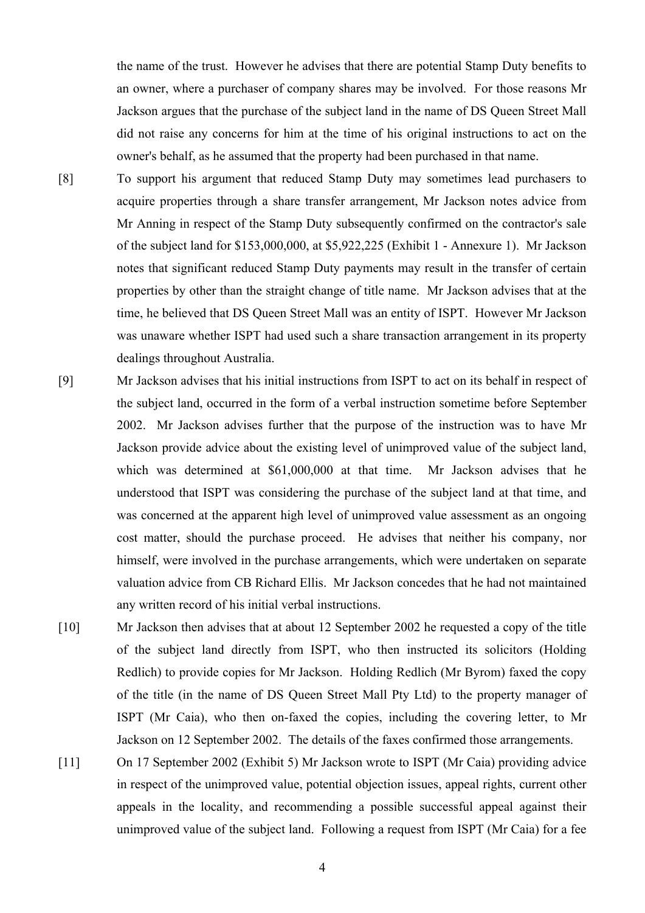the name of the trust. However he advises that there are potential Stamp Duty benefits to an owner, where a purchaser of company shares may be involved. For those reasons Mr Jackson argues that the purchase of the subject land in the name of DS Queen Street Mall did not raise any concerns for him at the time of his original instructions to act on the owner's behalf, as he assumed that the property had been purchased in that name.

[8] To support his argument that reduced Stamp Duty may sometimes lead purchasers to acquire properties through a share transfer arrangement, Mr Jackson notes advice from Mr Anning in respect of the Stamp Duty subsequently confirmed on the contractor's sale of the subject land for $153,000,000, at $5,922,225 (Exhibit 1 - Annexure 1). Mr Jackson notes that significant reduced Stamp Duty payments may result in the transfer of certain properties by other than the straight change of title name. Mr Jackson advises that at the time, he believed that DS Queen Street Mall was an entity of ISPT. However Mr Jackson was unaware whether ISPT had used such a share transaction arrangement in its property dealings throughout Australia.

[9] Mr Jackson advises that his initial instructions from ISPT to act on its behalf in respect of the subject land, occurred in the form of a verbal instruction sometime before September 2002. Mr Jackson advises further that the purpose of the instruction was to have Mr Jackson provide advice about the existing level of unimproved value of the subject land, which was determined at $61,000,000 at that time. Mr Jackson advises that he understood that ISPT was considering the purchase of the subject land at that time, and was concerned at the apparent high level of unimproved value assessment as an ongoing cost matter, should the purchase proceed. He advises that neither his company, nor himself, were involved in the purchase arrangements, which were undertaken on separate valuation advice from CB Richard Ellis. Mr Jackson concedes that he had not maintained any written record of his initial verbal instructions.

[10] Mr Jackson then advises that at about 12 September 2002 he requested a copy of the title of the subject land directly from ISPT, who then instructed its solicitors (Holding Redlich) to provide copies for Mr Jackson. Holding Redlich (Mr Byrom) faxed the copy of the title (in the name of DS Queen Street Mall Pty Ltd) to the property manager of ISPT (Mr Caia), who then on-faxed the copies, including the covering letter, to Mr Jackson on 12 September 2002. The details of the faxes confirmed those arrangements.

[11] On 17 September 2002 (Exhibit 5) Mr Jackson wrote to ISPT (Mr Caia) providing advice in respect of the unimproved value, potential objection issues, appeal rights, current other appeals in the locality, and recommending a possible successful appeal against their unimproved value of the subject land. Following a request from ISPT (Mr Caia) for a fee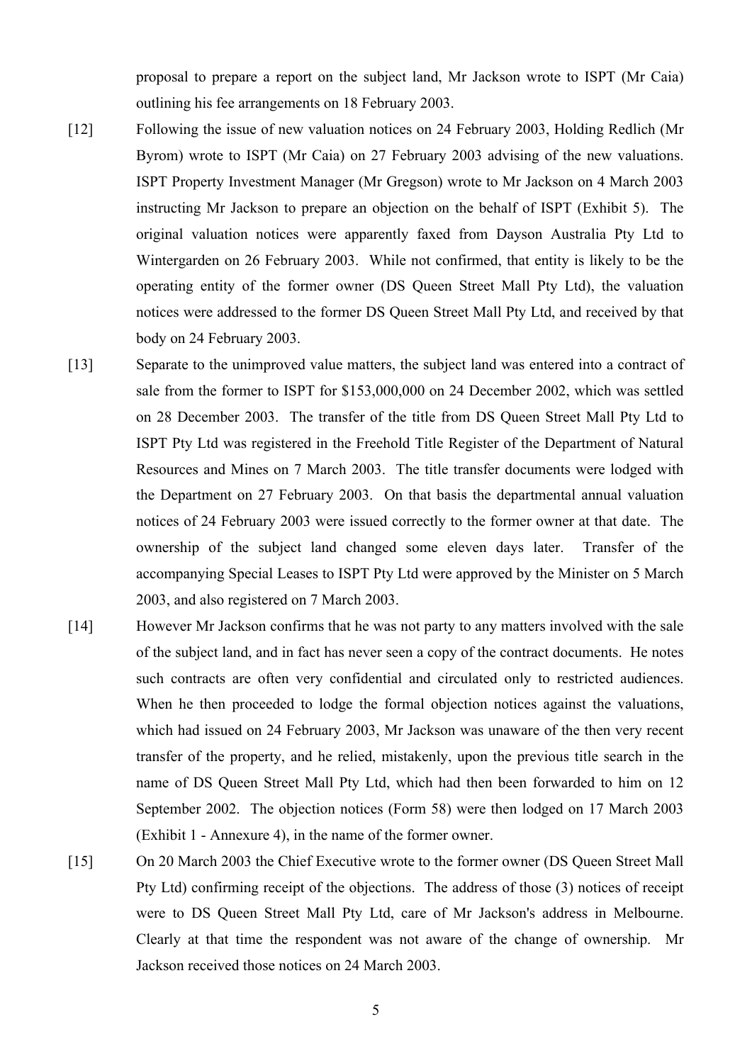proposal to prepare a report on the subject land, Mr Jackson wrote to ISPT (Mr Caia) outlining his fee arrangements on 18 February 2003.

[12] Following the issue of new valuation notices on 24 February 2003, Holding Redlich (Mr Byrom) wrote to ISPT (Mr Caia) on 27 February 2003 advising of the new valuations. ISPT Property Investment Manager (Mr Gregson) wrote to Mr Jackson on 4 March 2003 instructing Mr Jackson to prepare an objection on the behalf of ISPT (Exhibit 5). The original valuation notices were apparently faxed from Dayson Australia Pty Ltd to Wintergarden on 26 February 2003. While not confirmed, that entity is likely to be the operating entity of the former owner (DS Queen Street Mall Pty Ltd), the valuation notices were addressed to the former DS Queen Street Mall Pty Ltd, and received by that body on 24 February 2003.

[13] Separate to the unimproved value matters, the subject land was entered into a contract of sale from the former to ISPT for $153,000,000 on 24 December 2002, which was settled on 28 December 2003. The transfer of the title from DS Queen Street Mall Pty Ltd to ISPT Pty Ltd was registered in the Freehold Title Register of the Department of Natural Resources and Mines on 7 March 2003. The title transfer documents were lodged with the Department on 27 February 2003. On that basis the departmental annual valuation notices of 24 February 2003 were issued correctly to the former owner at that date. The ownership of the subject land changed some eleven days later. Transfer of the accompanying Special Leases to ISPT Pty Ltd were approved by the Minister on 5 March 2003, and also registered on 7 March 2003.

[14] However Mr Jackson confirms that he was not party to any matters involved with the sale of the subject land, and in fact has never seen a copy of the contract documents. He notes such contracts are often very confidential and circulated only to restricted audiences. When he then proceeded to lodge the formal objection notices against the valuations, which had issued on 24 February 2003, Mr Jackson was unaware of the then very recent transfer of the property, and he relied, mistakenly, upon the previous title search in the name of DS Queen Street Mall Pty Ltd, which had then been forwarded to him on 12 September 2002. The objection notices (Form 58) were then lodged on 17 March 2003 (Exhibit 1 - Annexure 4), in the name of the former owner.

[15] On 20 March 2003 the Chief Executive wrote to the former owner (DS Queen Street Mall Pty Ltd) confirming receipt of the objections. The address of those (3) notices of receipt were to DS Queen Street Mall Pty Ltd, care of Mr Jackson's address in Melbourne. Clearly at that time the respondent was not aware of the change of ownership. Mr Jackson received those notices on 24 March 2003.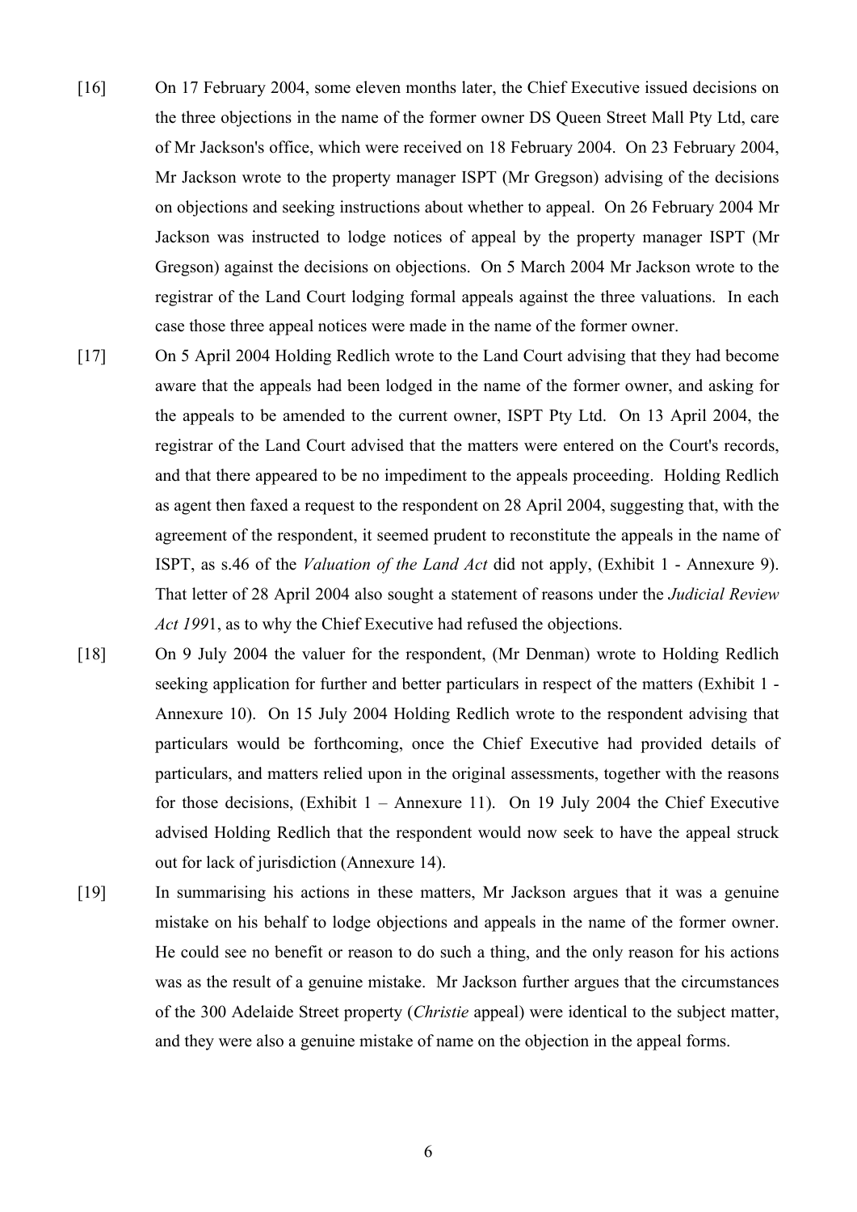[16] On 17 February 2004, some eleven months later, the Chief Executive issued decisions on the three objections in the name of the former owner DS Queen Street Mall Pty Ltd, care of Mr Jackson's office, which were received on 18 February 2004. On 23 February 2004, Mr Jackson wrote to the property manager ISPT (Mr Gregson) advising of the decisions on objections and seeking instructions about whether to appeal. On 26 February 2004 Mr Jackson was instructed to lodge notices of appeal by the property manager ISPT (Mr Gregson) against the decisions on objections. On 5 March 2004 Mr Jackson wrote to the registrar of the Land Court lodging formal appeals against the three valuations. In each case those three appeal notices were made in the name of the former owner.

[17] On 5 April 2004 Holding Redlich wrote to the Land Court advising that they had become aware that the appeals had been lodged in the name of the former owner, and asking for the appeals to be amended to the current owner, ISPT Pty Ltd. On 13 April 2004, the registrar of the Land Court advised that the matters were entered on the Court's records, and that there appeared to be no impediment to the appeals proceeding. Holding Redlich as agent then faxed a request to the respondent on 28 April 2004, suggesting that, with the agreement of the respondent, it seemed prudent to reconstitute the appeals in the name of ISPT, as s.46 of the *Valuation of the Land Act* did not apply, (Exhibit 1 - Annexure 9). That letter of 28 April 2004 also sought a statement of reasons under the *Judicial Review Act 199*1, as to why the Chief Executive had refused the objections.

[18] On 9 July 2004 the valuer for the respondent, (Mr Denman) wrote to Holding Redlich seeking application for further and better particulars in respect of the matters (Exhibit 1 - Annexure 10). On 15 July 2004 Holding Redlich wrote to the respondent advising that particulars would be forthcoming, once the Chief Executive had provided details of particulars, and matters relied upon in the original assessments, together with the reasons for those decisions, (Exhibit 1 – Annexure 11). On 19 July 2004 the Chief Executive advised Holding Redlich that the respondent would now seek to have the appeal struck out for lack of jurisdiction (Annexure 14).

[19] In summarising his actions in these matters, Mr Jackson argues that it was a genuine mistake on his behalf to lodge objections and appeals in the name of the former owner. He could see no benefit or reason to do such a thing, and the only reason for his actions was as the result of a genuine mistake. Mr Jackson further argues that the circumstances of the 300 Adelaide Street property (*Christie* appeal) were identical to the subject matter, and they were also a genuine mistake of name on the objection in the appeal forms.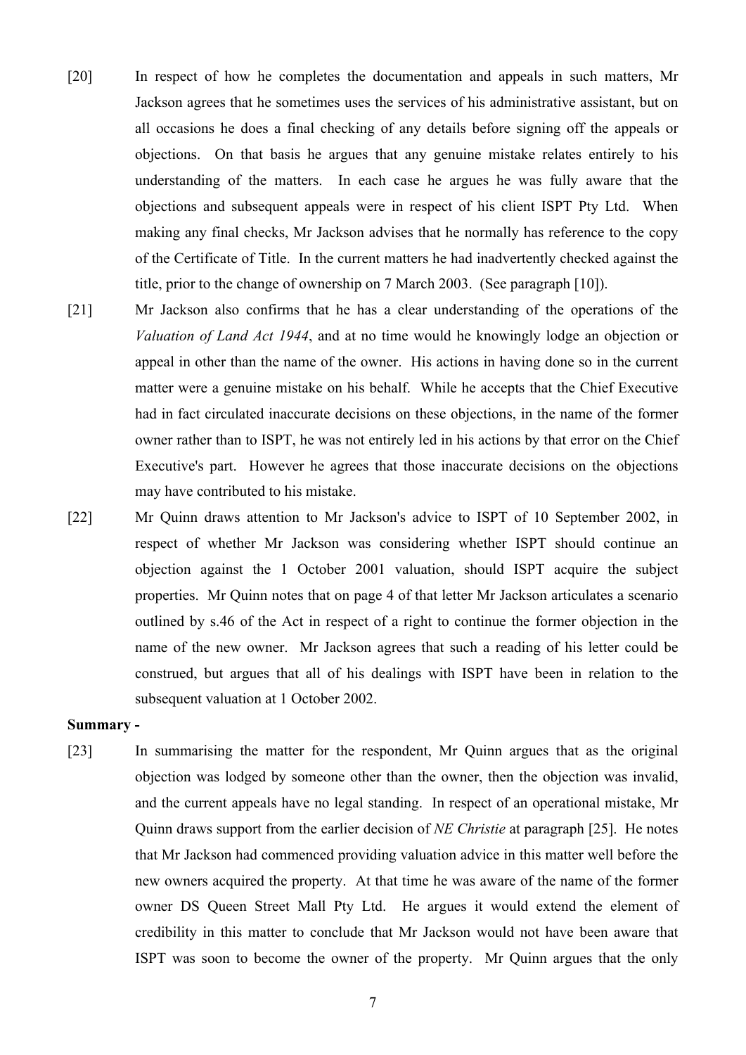[20] In respect of how he completes the documentation and appeals in such matters, Mr Jackson agrees that he sometimes uses the services of his administrative assistant, but on all occasions he does a final checking of any details before signing off the appeals or objections. On that basis he argues that any genuine mistake relates entirely to his understanding of the matters. In each case he argues he was fully aware that the objections and subsequent appeals were in respect of his client ISPT Pty Ltd. When making any final checks, Mr Jackson advises that he normally has reference to the copy of the Certificate of Title. In the current matters he had inadvertently checked against the title, prior to the change of ownership on 7 March 2003. (See paragraph [10]).

[21] Mr Jackson also confirms that he has a clear understanding of the operations of the *Valuation of Land Act 1944*, and at no time would he knowingly lodge an objection or appeal in other than the name of the owner. His actions in having done so in the current matter were a genuine mistake on his behalf. While he accepts that the Chief Executive had in fact circulated inaccurate decisions on these objections, in the name of the former owner rather than to ISPT, he was not entirely led in his actions by that error on the Chief Executive's part. However he agrees that those inaccurate decisions on the objections may have contributed to his mistake.

[22] Mr Quinn draws attention to Mr Jackson's advice to ISPT of 10 September 2002, in respect of whether Mr Jackson was considering whether ISPT should continue an objection against the 1 October 2001 valuation, should ISPT acquire the subject properties. Mr Quinn notes that on page 4 of that letter Mr Jackson articulates a scenario outlined by s.46 of the Act in respect of a right to continue the former objection in the name of the new owner. Mr Jackson agrees that such a reading of his letter could be construed, but argues that all of his dealings with ISPT have been in relation to the subsequent valuation at 1 October 2002.

**Summary -**

[23] In summarising the matter for the respondent, Mr Quinn argues that as the original objection was lodged by someone other than the owner, then the objection was invalid, and the current appeals have no legal standing. In respect of an operational mistake, Mr Quinn draws support from the earlier decision of *NE Christie* at paragraph [25]. He notes that Mr Jackson had commenced providing valuation advice in this matter well before the new owners acquired the property. At that time he was aware of the name of the former owner DS Queen Street Mall Pty Ltd. He argues it would extend the element of credibility in this matter to conclude that Mr Jackson would not have been aware that ISPT was soon to become the owner of the property. Mr Quinn argues that the only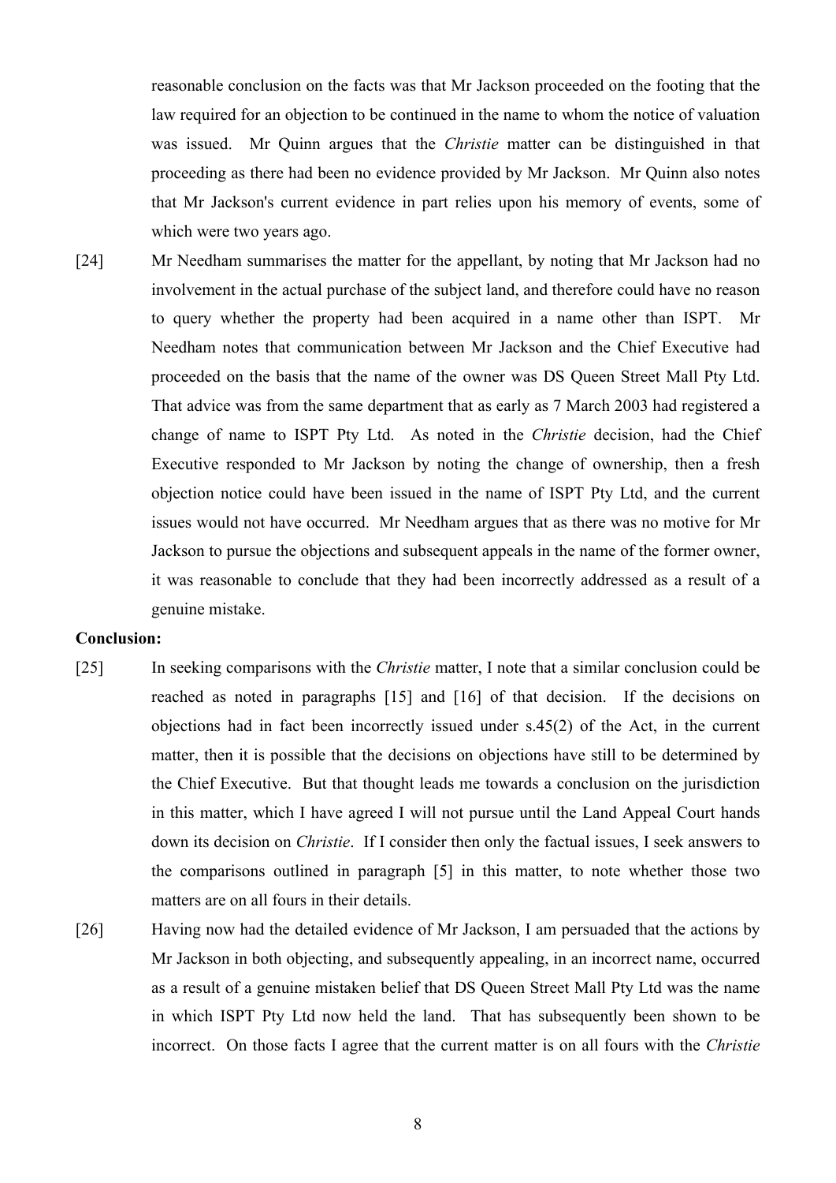reasonable conclusion on the facts was that Mr Jackson proceeded on the footing that the law required for an objection to be continued in the name to whom the notice of valuation was issued. Mr Quinn argues that the *Christie* matter can be distinguished in that proceeding as there had been no evidence provided by Mr Jackson. Mr Quinn also notes that Mr Jackson's current evidence in part relies upon his memory of events, some of which were two years ago.

[24] Mr Needham summarises the matter for the appellant, by noting that Mr Jackson had no involvement in the actual purchase of the subject land, and therefore could have no reason to query whether the property had been acquired in a name other than ISPT. Mr Needham notes that communication between Mr Jackson and the Chief Executive had proceeded on the basis that the name of the owner was DS Queen Street Mall Pty Ltd. That advice was from the same department that as early as 7 March 2003 had registered a change of name to ISPT Pty Ltd. As noted in the *Christie* decision, had the Chief Executive responded to Mr Jackson by noting the change of ownership, then a fresh objection notice could have been issued in the name of ISPT Pty Ltd, and the current issues would not have occurred. Mr Needham argues that as there was no motive for Mr Jackson to pursue the objections and subsequent appeals in the name of the former owner, it was reasonable to conclude that they had been incorrectly addressed as a result of a genuine mistake.

**Conclusion:**

[25] In seeking comparisons with the *Christie* matter, I note that a similar conclusion could be reached as noted in paragraphs [15] and [16] of that decision. If the decisions on objections had in fact been incorrectly issued under s.45(2) of the Act, in the current matter, then it is possible that the decisions on objections have still to be determined by the Chief Executive. But that thought leads me towards a conclusion on the jurisdiction in this matter, which I have agreed I will not pursue until the Land Appeal Court hands down its decision on *Christie*. If I consider then only the factual issues, I seek answers to the comparisons outlined in paragraph [5] in this matter, to note whether those two matters are on all fours in their details.

[26] Having now had the detailed evidence of Mr Jackson, I am persuaded that the actions by Mr Jackson in both objecting, and subsequently appealing, in an incorrect name, occurred as a result of a genuine mistaken belief that DS Queen Street Mall Pty Ltd was the name in which ISPT Pty Ltd now held the land. That has subsequently been shown to be incorrect. On those facts I agree that the current matter is on all fours with the *Christie*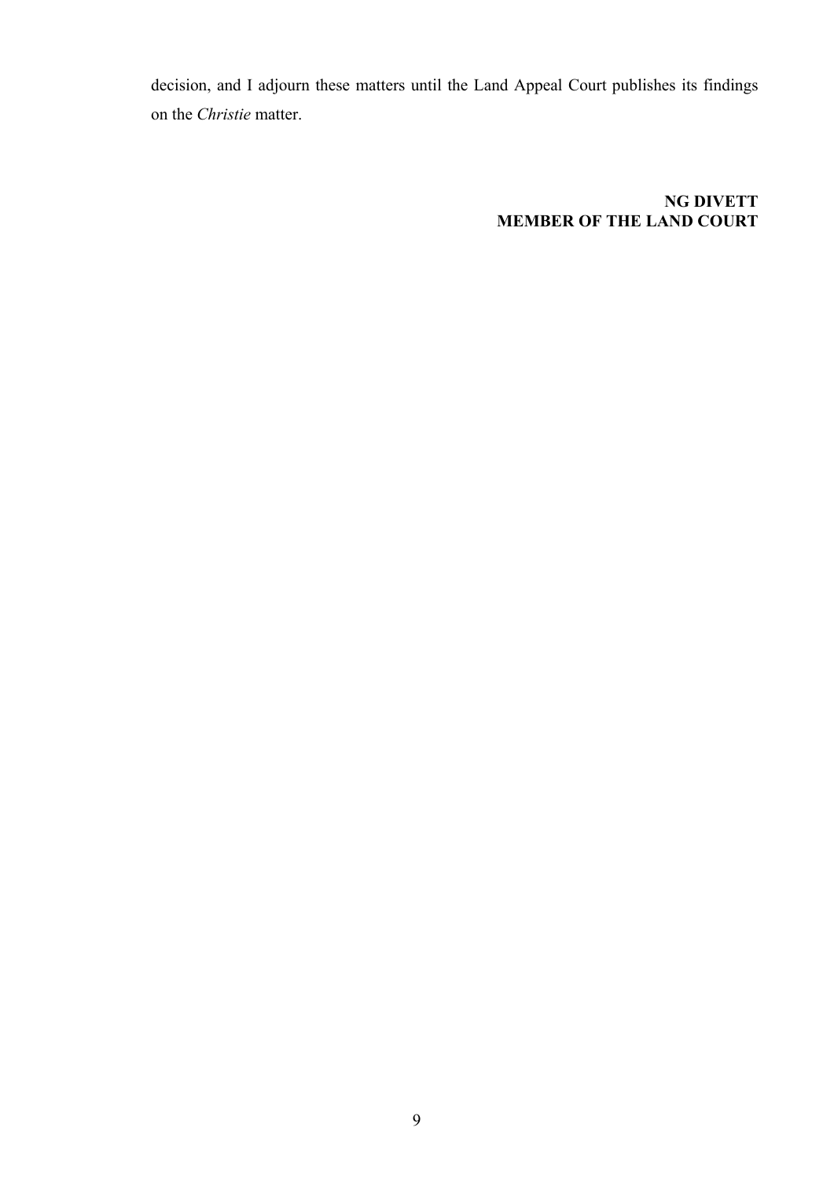decision, and I adjourn these matters until the Land Appeal Court publishes its findings on the *Christie* matter.

**NG DIVETT**
**MEMBER OF THE LAND COURT**